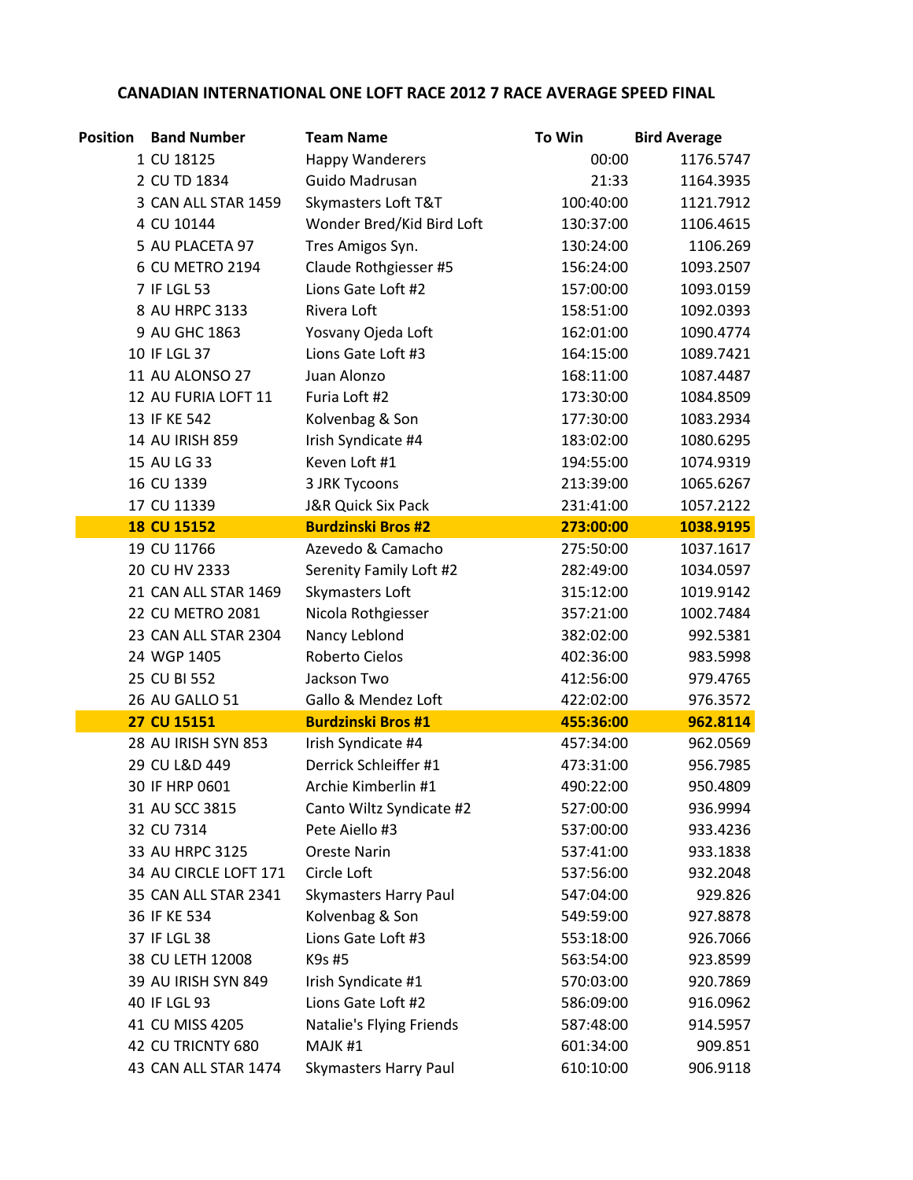# CANADIAN INTERNATIONAL ONE LOFT RACE 2012 7 RACE AVERAGE SPEED FINAL

| Position | Band Number | Team Name | To Win | Bird Average |
|---|---|---|---|---|
| 1 | CU 18125 | Happy Wanderers | 00:00 | 1176.5747 |
| 2 | CU TD 1834 | Guido Madrusan | 21:33 | 1164.3935 |
| 3 | CAN ALL STAR 1459 | Skymasters Loft T&T | 100:40:00 | 1121.7912 |
| 4 | CU 10144 | Wonder Bred/Kid Bird Loft | 130:37:00 | 1106.4615 |
| 5 | AU PLACETA 97 | Tres Amigos Syn. | 130:24:00 | 1106.269 |
| 6 | CU METRO 2194 | Claude Rothgiesser #5 | 156:24:00 | 1093.2507 |
| 7 | IF LGL 53 | Lions Gate Loft #2 | 157:00:00 | 1093.0159 |
| 8 | AU HRPC 3133 | Rivera Loft | 158:51:00 | 1092.0393 |
| 9 | AU GHC 1863 | Yosvany Ojeda Loft | 162:01:00 | 1090.4774 |
| 10 | IF LGL 37 | Lions Gate Loft #3 | 164:15:00 | 1089.7421 |
| 11 | AU ALONSO 27 | Juan Alonzo | 168:11:00 | 1087.4487 |
| 12 | AU FURIA LOFT 11 | Furia Loft #2 | 173:30:00 | 1084.8509 |
| 13 | IF KE 542 | Kolvenbag & Son | 177:30:00 | 1083.2934 |
| 14 | AU IRISH 859 | Irish Syndicate #4 | 183:02:00 | 1080.6295 |
| 15 | AU LG 33 | Keven Loft #1 | 194:55:00 | 1074.9319 |
| 16 | CU 1339 | 3 JRK Tycoons | 213:39:00 | 1065.6267 |
| 17 | CU 11339 | J&R Quick Six Pack | 231:41:00 | 1057.2122 |
| **18** | **CU 15152** | **Burdzinski Bros #2** | **273:00:00** | **1038.9195** |
| 19 | CU 11766 | Azevedo & Camacho | 275:50:00 | 1037.1617 |
| 20 | CU HV 2333 | Serenity Family Loft #2 | 282:49:00 | 1034.0597 |
| 21 | CAN ALL STAR 1469 | Skymasters Loft | 315:12:00 | 1019.9142 |
| 22 | CU METRO 2081 | Nicola Rothgiesser | 357:21:00 | 1002.7484 |
| 23 | CAN ALL STAR 2304 | Nancy Leblond | 382:02:00 | 992.5381 |
| 24 | WGP 1405 | Roberto Cielos | 402:36:00 | 983.5998 |
| 25 | CU BI 552 | Jackson Two | 412:56:00 | 979.4765 |
| 26 | AU GALLO 51 | Gallo & Mendez Loft | 422:02:00 | 976.3572 |
| **27** | **CU 15151** | **Burdzinski Bros #1** | **455:36:00** | **962.8114** |
| 28 | AU IRISH SYN 853 | Irish Syndicate #4 | 457:34:00 | 962.0569 |
| 29 | CU L&D 449 | Derrick Schleiffer #1 | 473:31:00 | 956.7985 |
| 30 | IF HRP 0601 | Archie Kimberlin #1 | 490:22:00 | 950.4809 |
| 31 | AU SCC 3815 | Canto Wiltz Syndicate #2 | 527:00:00 | 936.9994 |
| 32 | CU 7314 | Pete Aiello #3 | 537:00:00 | 933.4236 |
| 33 | AU HRPC 3125 | Oreste Narin | 537:41:00 | 933.1838 |
| 34 | AU CIRCLE LOFT 171 | Circle Loft | 537:56:00 | 932.2048 |
| 35 | CAN ALL STAR 2341 | Skymasters Harry Paul | 547:04:00 | 929.826 |
| 36 | IF KE 534 | Kolvenbag & Son | 549:59:00 | 927.8878 |
| 37 | IF LGL 38 | Lions Gate Loft #3 | 553:18:00 | 926.7066 |
| 38 | CU LETH 12008 | K9s #5 | 563:54:00 | 923.8599 |
| 39 | AU IRISH SYN 849 | Irish Syndicate #1 | 570:03:00 | 920.7869 |
| 40 | IF LGL 93 | Lions Gate Loft #2 | 586:09:00 | 916.0962 |
| 41 | CU MISS 4205 | Natalie's Flying Friends | 587:48:00 | 914.5957 |
| 42 | CU TRICNTY 680 | MAJK #1 | 601:34:00 | 909.851 |
| 43 | CAN ALL STAR 1474 | Skymasters Harry Paul | 610:10:00 | 906.9118 |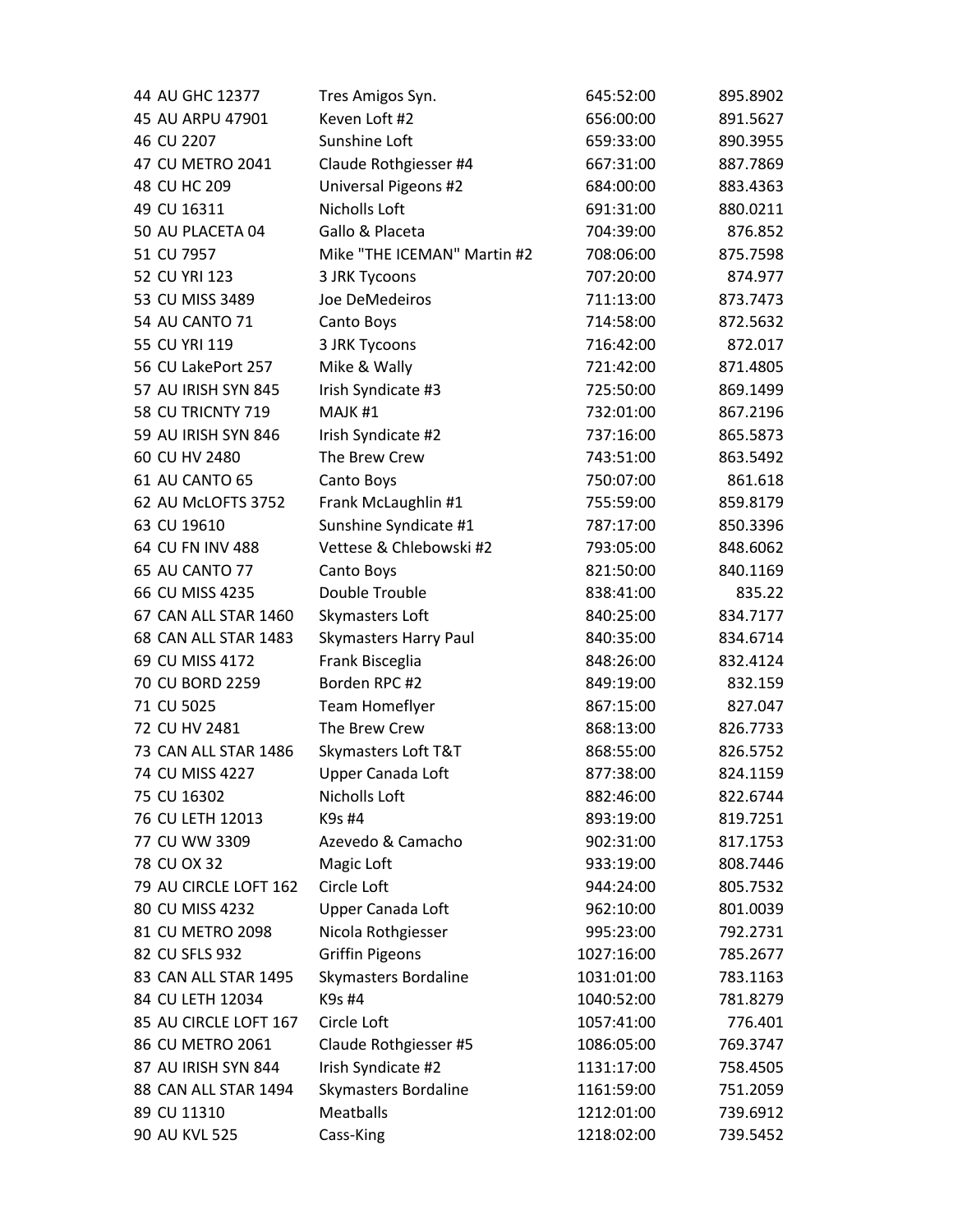| | | | | |
|---|---|---|---|---|
| 44 | AU GHC 12377 | Tres Amigos Syn. | 645:52:00 | 895.8902 |
| 45 | AU ARPU 47901 | Keven Loft #2 | 656:00:00 | 891.5627 |
| 46 | CU 2207 | Sunshine Loft | 659:33:00 | 890.3955 |
| 47 | CU METRO 2041 | Claude Rothgiesser #4 | 667:31:00 | 887.7869 |
| 48 | CU HC 209 | Universal Pigeons #2 | 684:00:00 | 883.4363 |
| 49 | CU 16311 | Nicholls Loft | 691:31:00 | 880.0211 |
| 50 | AU PLACETA 04 | Gallo & Placeta | 704:39:00 | 876.852 |
| 51 | CU 7957 | Mike "THE ICEMAN" Martin #2 | 708:06:00 | 875.7598 |
| 52 | CU YRI 123 | 3 JRK Tycoons | 707:20:00 | 874.977 |
| 53 | CU MISS 3489 | Joe DeMedeiros | 711:13:00 | 873.7473 |
| 54 | AU CANTO 71 | Canto Boys | 714:58:00 | 872.5632 |
| 55 | CU YRI 119 | 3 JRK Tycoons | 716:42:00 | 872.017 |
| 56 | CU LakePort 257 | Mike & Wally | 721:42:00 | 871.4805 |
| 57 | AU IRISH SYN 845 | Irish Syndicate #3 | 725:50:00 | 869.1499 |
| 58 | CU TRICNTY 719 | MAJK #1 | 732:01:00 | 867.2196 |
| 59 | AU IRISH SYN 846 | Irish Syndicate #2 | 737:16:00 | 865.5873 |
| 60 | CU HV 2480 | The Brew Crew | 743:51:00 | 863.5492 |
| 61 | AU CANTO 65 | Canto Boys | 750:07:00 | 861.618 |
| 62 | AU McLOFTS 3752 | Frank McLaughlin #1 | 755:59:00 | 859.8179 |
| 63 | CU 19610 | Sunshine Syndicate #1 | 787:17:00 | 850.3396 |
| 64 | CU FN INV 488 | Vettese & Chlebowski #2 | 793:05:00 | 848.6062 |
| 65 | AU CANTO 77 | Canto Boys | 821:50:00 | 840.1169 |
| 66 | CU MISS 4235 | Double Trouble | 838:41:00 | 835.22 |
| 67 | CAN ALL STAR 1460 | Skymasters Loft | 840:25:00 | 834.7177 |
| 68 | CAN ALL STAR 1483 | Skymasters Harry Paul | 840:35:00 | 834.6714 |
| 69 | CU MISS 4172 | Frank Bisceglia | 848:26:00 | 832.4124 |
| 70 | CU BORD 2259 | Borden RPC #2 | 849:19:00 | 832.159 |
| 71 | CU 5025 | Team Homeflyer | 867:15:00 | 827.047 |
| 72 | CU HV 2481 | The Brew Crew | 868:13:00 | 826.7733 |
| 73 | CAN ALL STAR 1486 | Skymasters Loft T&T | 868:55:00 | 826.5752 |
| 74 | CU MISS 4227 | Upper Canada Loft | 877:38:00 | 824.1159 |
| 75 | CU 16302 | Nicholls Loft | 882:46:00 | 822.6744 |
| 76 | CU LETH 12013 | K9s #4 | 893:19:00 | 819.7251 |
| 77 | CU WW 3309 | Azevedo & Camacho | 902:31:00 | 817.1753 |
| 78 | CU OX 32 | Magic Loft | 933:19:00 | 808.7446 |
| 79 | AU CIRCLE LOFT 162 | Circle Loft | 944:24:00 | 805.7532 |
| 80 | CU MISS 4232 | Upper Canada Loft | 962:10:00 | 801.0039 |
| 81 | CU METRO 2098 | Nicola Rothgiesser | 995:23:00 | 792.2731 |
| 82 | CU SFLS 932 | Griffin Pigeons | 1027:16:00 | 785.2677 |
| 83 | CAN ALL STAR 1495 | Skymasters Bordaline | 1031:01:00 | 783.1163 |
| 84 | CU LETH 12034 | K9s #4 | 1040:52:00 | 781.8279 |
| 85 | AU CIRCLE LOFT 167 | Circle Loft | 1057:41:00 | 776.401 |
| 86 | CU METRO 2061 | Claude Rothgiesser #5 | 1086:05:00 | 769.3747 |
| 87 | AU IRISH SYN 844 | Irish Syndicate #2 | 1131:17:00 | 758.4505 |
| 88 | CAN ALL STAR 1494 | Skymasters Bordaline | 1161:59:00 | 751.2059 |
| 89 | CU 11310 | Meatballs | 1212:01:00 | 739.6912 |
| 90 | AU KVL 525 | Cass-King | 1218:02:00 | 739.5452 |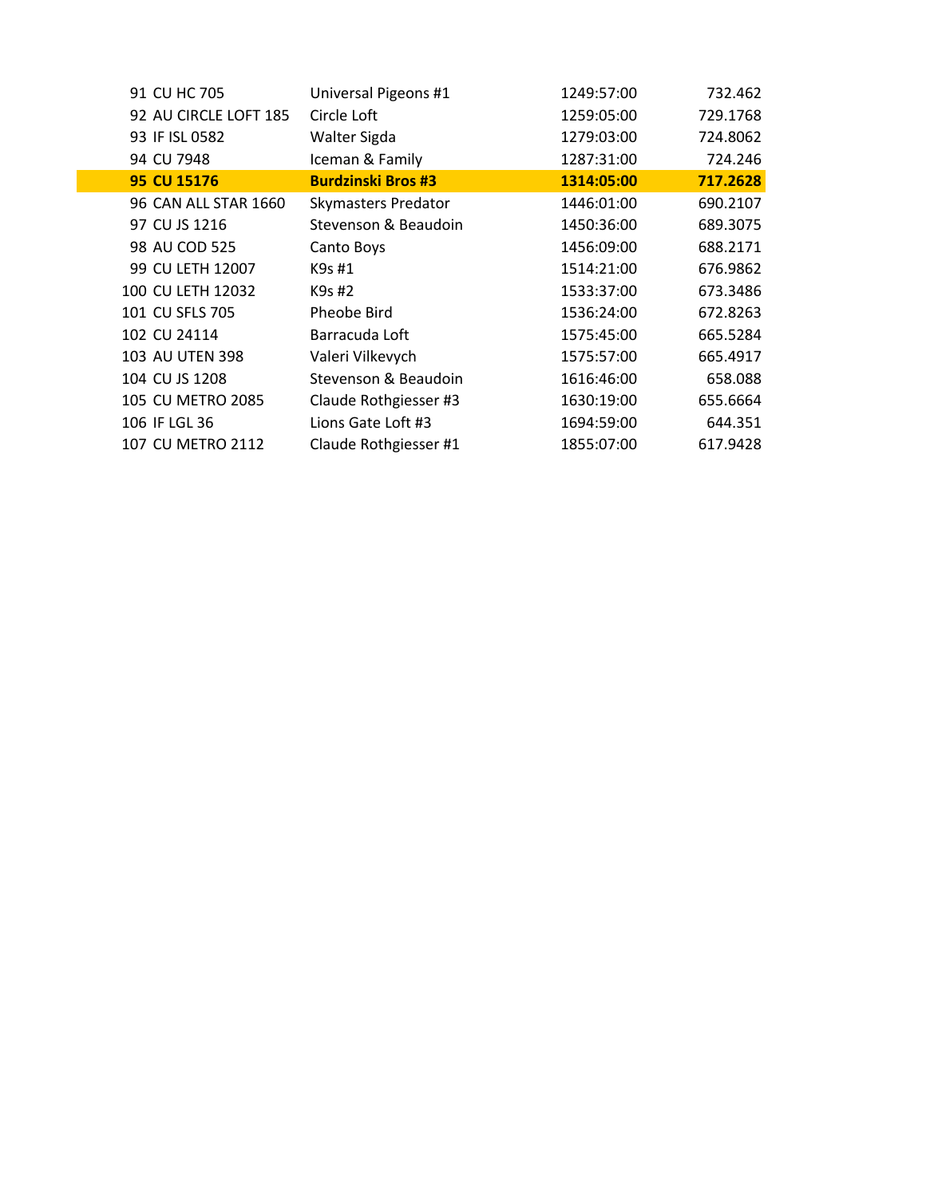| | | | | |
|---|---|---|---|---|
| 91 | CU HC 705 | Universal Pigeons #1 | 1249:57:00 | 732.462 |
| 92 | AU CIRCLE LOFT 185 | Circle Loft | 1259:05:00 | 729.1768 |
| 93 | IF ISL 0582 | Walter Sigda | 1279:03:00 | 724.8062 |
| 94 | CU 7948 | Iceman & Family | 1287:31:00 | 724.246 |
| **95** | **CU 15176** | **Burdzinski Bros #3** | **1314:05:00** | **717.2628** |
| 96 | CAN ALL STAR 1660 | Skymasters Predator | 1446:01:00 | 690.2107 |
| 97 | CU JS 1216 | Stevenson & Beaudoin | 1450:36:00 | 689.3075 |
| 98 | AU COD 525 | Canto Boys | 1456:09:00 | 688.2171 |
| 99 | CU LETH 12007 | K9s #1 | 1514:21:00 | 676.9862 |
| 100 | CU LETH 12032 | K9s #2 | 1533:37:00 | 673.3486 |
| 101 | CU SFLS 705 | Pheobe Bird | 1536:24:00 | 672.8263 |
| 102 | CU 24114 | Barracuda Loft | 1575:45:00 | 665.5284 |
| 103 | AU UTEN 398 | Valeri Vilkevych | 1575:57:00 | 665.4917 |
| 104 | CU JS 1208 | Stevenson & Beaudoin | 1616:46:00 | 658.088 |
| 105 | CU METRO 2085 | Claude Rothgiesser #3 | 1630:19:00 | 655.6664 |
| 106 | IF LGL 36 | Lions Gate Loft #3 | 1694:59:00 | 644.351 |
| 107 | CU METRO 2112 | Claude Rothgiesser #1 | 1855:07:00 | 617.9428 |